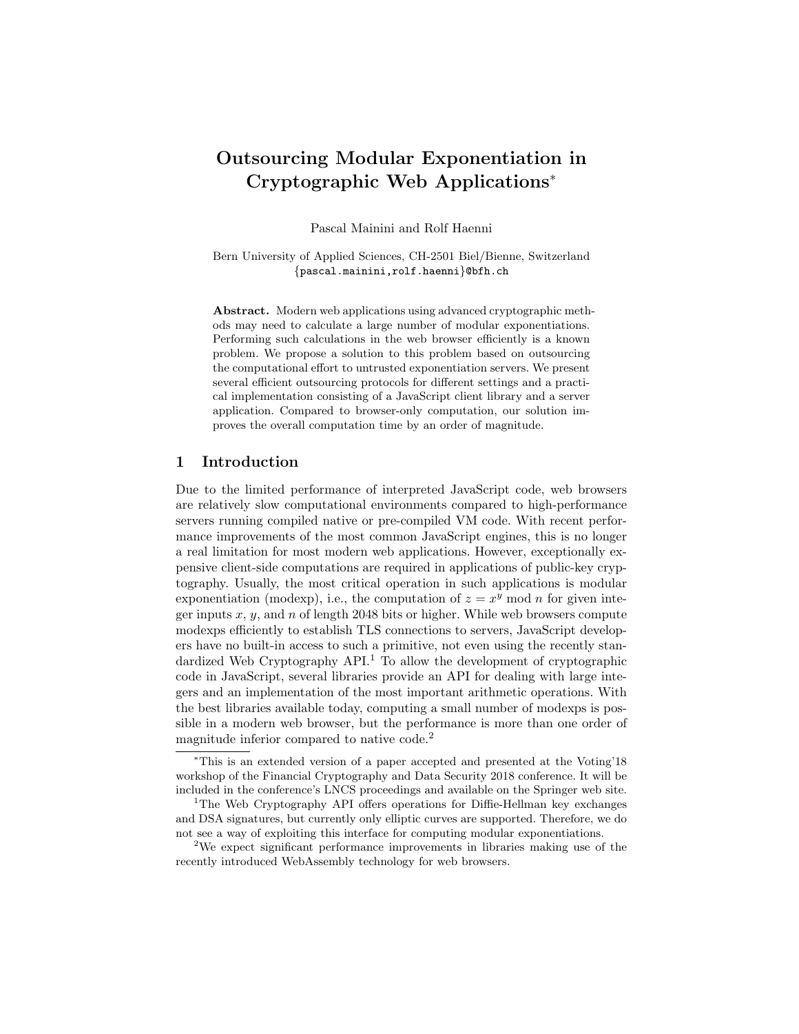# Outsourcing Modular Exponentiation in Cryptographic Web Applications*

Pascal Mainini and Rolf Haenni

Bern University of Applied Sciences, CH-2501 Biel/Bienne, Switzerland
{pascal.mainini,rolf.haenni}@bfh.ch

**Abstract.** Modern web applications using advanced cryptographic methods may need to calculate a large number of modular exponentiations. Performing such calculations in the web browser efficiently is a known problem. We propose a solution to this problem based on outsourcing the computational effort to untrusted exponentiation servers. We present several efficient outsourcing protocols for different settings and a practical implementation consisting of a JavaScript client library and a server application. Compared to browser-only computation, our solution improves the overall computation time by an order of magnitude.

## 1 Introduction

Due to the limited performance of interpreted JavaScript code, web browsers are relatively slow computational environments compared to high-performance servers running compiled native or pre-compiled VM code. With recent performance improvements of the most common JavaScript engines, this is no longer a real limitation for most modern web applications. However, exceptionally expensive client-side computations are required in applications of public-key cryptography. Usually, the most critical operation in such applications is modular exponentiation (modexp), i.e., the computation of $z = x^y \bmod n$ for given integer inputs $x$, $y$, and $n$ of length 2048 bits or higher. While web browsers compute modexps efficiently to establish TLS connections to servers, JavaScript developers have no built-in access to such a primitive, not even using the recently standardized Web Cryptography API.[1] To allow the development of cryptographic code in JavaScript, several libraries provide an API for dealing with large integers and an implementation of the most important arithmetic operations. With the best libraries available today, computing a small number of modexps is possible in a modern web browser, but the performance is more than one order of magnitude inferior compared to native code.[2]

---

*This is an extended version of a paper accepted and presented at the Voting'18 workshop of the Financial Cryptography and Data Security 2018 conference. It will be included in the conference's LNCS proceedings and available on the Springer web site.

[1] The Web Cryptography API offers operations for Diffie-Hellman key exchanges and DSA signatures, but currently only elliptic curves are supported. Therefore, we do not see a way of exploiting this interface for computing modular exponentiations.

[2] We expect significant performance improvements in libraries making use of the recently introduced WebAssembly technology for web browsers.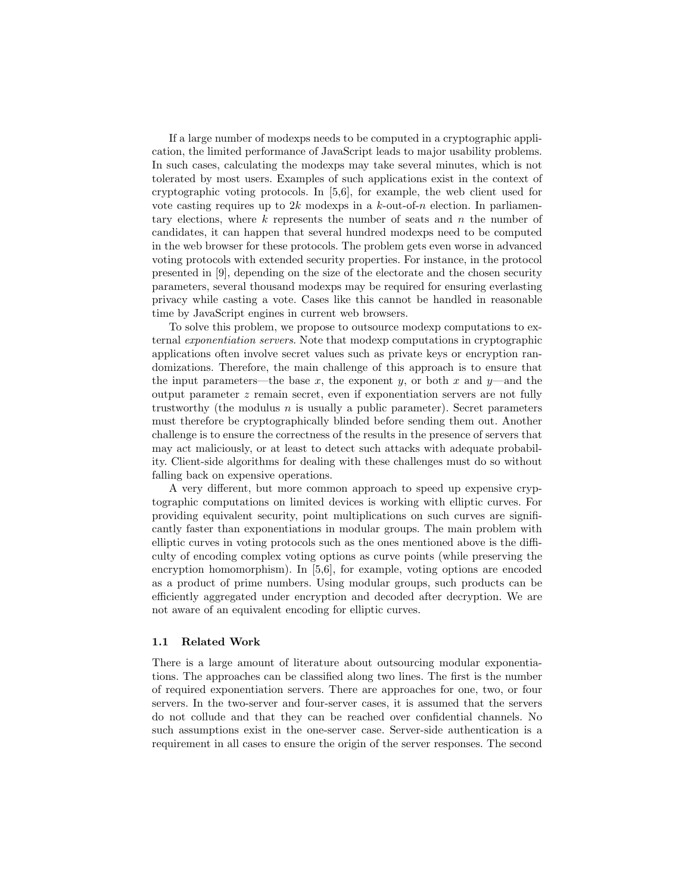If a large number of modexps needs to be computed in a cryptographic application, the limited performance of JavaScript leads to major usability problems. In such cases, calculating the modexps may take several minutes, which is not tolerated by most users. Examples of such applications exist in the context of cryptographic voting protocols. In [5,6], for example, the web client used for vote casting requires up to $2k$ modexps in a $k$-out-of-$n$ election. In parliamentary elections, where $k$ represents the number of seats and $n$ the number of candidates, it can happen that several hundred modexps need to be computed in the web browser for these protocols. The problem gets even worse in advanced voting protocols with extended security properties. For instance, in the protocol presented in [9], depending on the size of the electorate and the chosen security parameters, several thousand modexps may be required for ensuring everlasting privacy while casting a vote. Cases like this cannot be handled in reasonable time by JavaScript engines in current web browsers.

To solve this problem, we propose to outsource modexp computations to external *exponentiation servers*. Note that modexp computations in cryptographic applications often involve secret values such as private keys or encryption randomizations. Therefore, the main challenge of this approach is to ensure that the input parameters—the base $x$, the exponent $y$, or both $x$ and $y$—and the output parameter $z$ remain secret, even if exponentiation servers are not fully trustworthy (the modulus $n$ is usually a public parameter). Secret parameters must therefore be cryptographically blinded before sending them out. Another challenge is to ensure the correctness of the results in the presence of servers that may act maliciously, or at least to detect such attacks with adequate probability. Client-side algorithms for dealing with these challenges must do so without falling back on expensive operations.

A very different, but more common approach to speed up expensive cryptographic computations on limited devices is working with elliptic curves. For providing equivalent security, point multiplications on such curves are significantly faster than exponentiations in modular groups. The main problem with elliptic curves in voting protocols such as the ones mentioned above is the difficulty of encoding complex voting options as curve points (while preserving the encryption homomorphism). In [5,6], for example, voting options are encoded as a product of prime numbers. Using modular groups, such products can be efficiently aggregated under encryption and decoded after decryption. We are not aware of an equivalent encoding for elliptic curves.

### 1.1 Related Work

There is a large amount of literature about outsourcing modular exponentiations. The approaches can be classified along two lines. The first is the number of required exponentiation servers. There are approaches for one, two, or four servers. In the two-server and four-server cases, it is assumed that the servers do not collude and that they can be reached over confidential channels. No such assumptions exist in the one-server case. Server-side authentication is a requirement in all cases to ensure the origin of the server responses. The second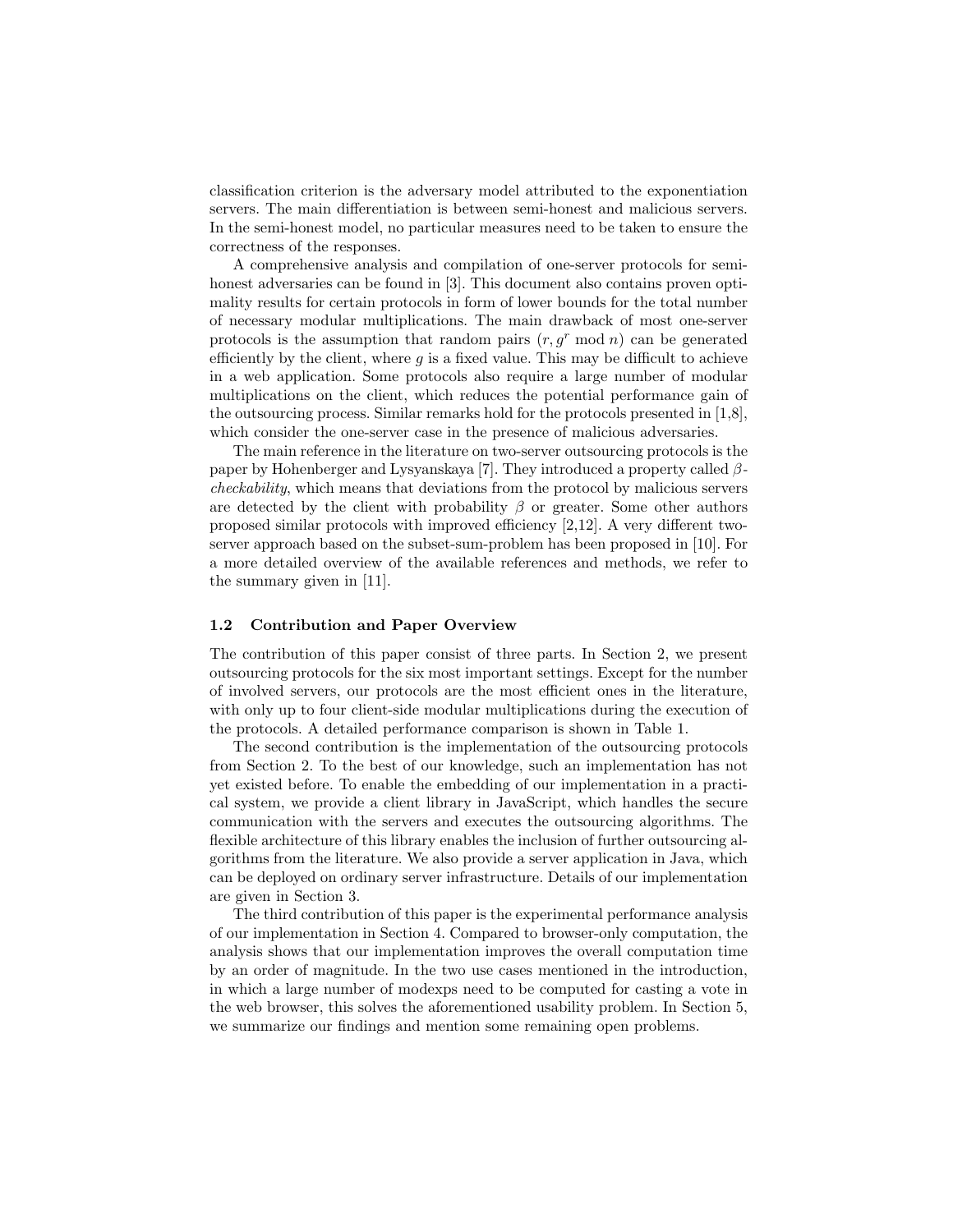classification criterion is the adversary model attributed to the exponentiation servers. The main differentiation is between semi-honest and malicious servers. In the semi-honest model, no particular measures need to be taken to ensure the correctness of the responses.

A comprehensive analysis and compilation of one-server protocols for semi-honest adversaries can be found in [3]. This document also contains proven optimality results for certain protocols in form of lower bounds for the total number of necessary modular multiplications. The main drawback of most one-server protocols is the assumption that random pairs $(r, g^r \bmod n)$ can be generated efficiently by the client, where $g$ is a fixed value. This may be difficult to achieve in a web application. Some protocols also require a large number of modular multiplications on the client, which reduces the potential performance gain of the outsourcing process. Similar remarks hold for the protocols presented in [1,8], which consider the one-server case in the presence of malicious adversaries.

The main reference in the literature on two-server outsourcing protocols is the paper by Hohenberger and Lysyanskaya [7]. They introduced a property called $\beta$-*checkability*, which means that deviations from the protocol by malicious servers are detected by the client with probability $\beta$ or greater. Some other authors proposed similar protocols with improved efficiency [2,12]. A very different two-server approach based on the subset-sum-problem has been proposed in [10]. For a more detailed overview of the available references and methods, we refer to the summary given in [11].

### 1.2 Contribution and Paper Overview

The contribution of this paper consist of three parts. In Section 2, we present outsourcing protocols for the six most important settings. Except for the number of involved servers, our protocols are the most efficient ones in the literature, with only up to four client-side modular multiplications during the execution of the protocols. A detailed performance comparison is shown in Table 1.

The second contribution is the implementation of the outsourcing protocols from Section 2. To the best of our knowledge, such an implementation has not yet existed before. To enable the embedding of our implementation in a practical system, we provide a client library in JavaScript, which handles the secure communication with the servers and executes the outsourcing algorithms. The flexible architecture of this library enables the inclusion of further outsourcing algorithms from the literature. We also provide a server application in Java, which can be deployed on ordinary server infrastructure. Details of our implementation are given in Section 3.

The third contribution of this paper is the experimental performance analysis of our implementation in Section 4. Compared to browser-only computation, the analysis shows that our implementation improves the overall computation time by an order of magnitude. In the two use cases mentioned in the introduction, in which a large number of modexps need to be computed for casting a vote in the web browser, this solves the aforementioned usability problem. In Section 5, we summarize our findings and mention some remaining open problems.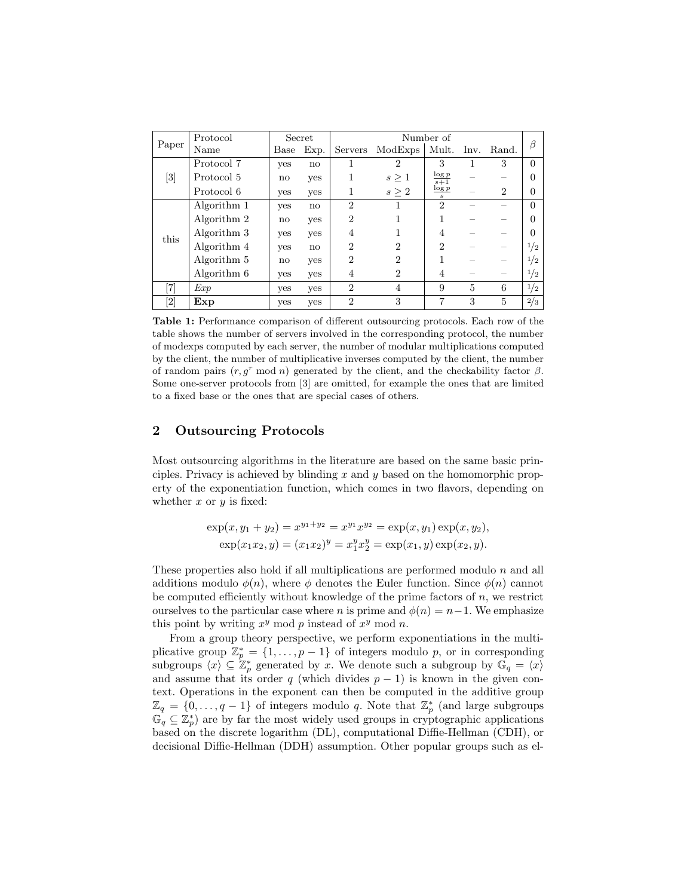| Paper | Protocol Name | Secret | | Number of | | | | | $\beta$ |
|---|---|---|---|---|---|---|---|---|---|
| | | Base | Exp. | Servers | ModExps | Mult. | Inv. | Rand. | |
| [3] | Protocol 7 | yes | no | 1 | 2 | 3 | 1 | 3 | 0 |
| | Protocol 5 | no | yes | 1 | $s \geq 1$ | $\frac{\log p}{s+1}$ | – | – | 0 |
| | Protocol 6 | yes | yes | 1 | $s \geq 2$ | $\frac{\log p}{s}$ | – | 2 | 0 |
| this | Algorithm 1 | yes | no | 2 | 1 | 2 | – | – | 0 |
| | Algorithm 2 | no | yes | 2 | 1 | 1 | – | – | 0 |
| | Algorithm 3 | yes | yes | 4 | 1 | 4 | – | – | 0 |
| | Algorithm 4 | yes | no | 2 | 2 | 2 | – | – | $1/2$ |
| | Algorithm 5 | no | yes | 2 | 2 | 1 | – | – | $1/2$ |
| | Algorithm 6 | yes | yes | 4 | 2 | 4 | – | – | $1/2$ |
| [7] | *Exp* | yes | yes | 2 | 4 | 9 | 5 | 6 | $1/2$ |
| [2] | **Exp** | yes | yes | 2 | 3 | 7 | 3 | 5 | $2/3$ |

**Table 1:** Performance comparison of different outsourcing protocols. Each row of the table shows the number of servers involved in the corresponding protocol, the number of modexps computed by each server, the number of modular multiplications computed by the client, the number of multiplicative inverses computed by the client, the number of random pairs $(r, g^r \bmod n)$ generated by the client, and the checkability factor $\beta$. Some one-server protocols from [3] are omitted, for example the ones that are limited to a fixed base or the ones that are special cases of others.

## 2 Outsourcing Protocols

Most outsourcing algorithms in the literature are based on the same basic principles. Privacy is achieved by blinding $x$ and $y$ based on the homomorphic property of the exponentiation function, which comes in two flavors, depending on whether $x$ or $y$ is fixed:

$$\exp(x, y_1 + y_2) = x^{y_1+y_2} = x^{y_1}x^{y_2} = \exp(x, y_1)\exp(x, y_2),$$
$$\exp(x_1x_2, y) = (x_1x_2)^y = x_1^y x_2^y = \exp(x_1, y)\exp(x_2, y).$$

These properties also hold if all multiplications are performed modulo $n$ and all additions modulo $\phi(n)$, where $\phi$ denotes the Euler function. Since $\phi(n)$ cannot be computed efficiently without knowledge of the prime factors of $n$, we restrict ourselves to the particular case where $n$ is prime and $\phi(n) = n-1$. We emphasize this point by writing $x^y \bmod p$ instead of $x^y \bmod n$.

From a group theory perspective, we perform exponentiations in the multiplicative group $\mathbb{Z}_p^* = \{1, \ldots, p-1\}$ of integers modulo $p$, or in corresponding subgroups $\langle x \rangle \subseteq \mathbb{Z}_p^*$ generated by $x$. We denote such a subgroup by $\mathbb{G}_q = \langle x \rangle$ and assume that its order $q$ (which divides $p-1$) is known in the given context. Operations in the exponent can then be computed in the additive group $\mathbb{Z}_q = \{0, \ldots, q-1\}$ of integers modulo $q$. Note that $\mathbb{Z}_p^*$ (and large subgroups $\mathbb{G}_q \subseteq \mathbb{Z}_p^*$) are by far the most widely used groups in cryptographic applications based on the discrete logarithm (DL), computational Diffie-Hellman (CDH), or decisional Diffie-Hellman (DDH) assumption. Other popular groups such as el-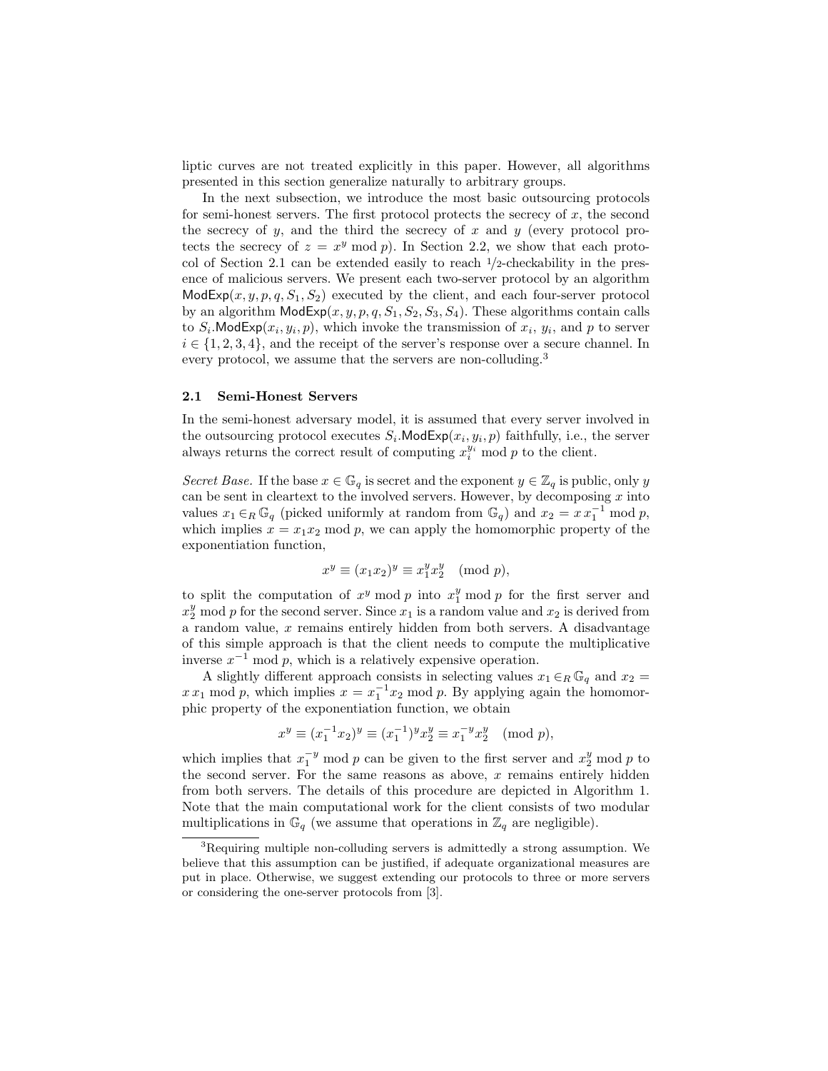liptic curves are not treated explicitly in this paper. However, all algorithms presented in this section generalize naturally to arbitrary groups.

In the next subsection, we introduce the most basic outsourcing protocols for semi-honest servers. The first protocol protects the secrecy of $x$, the second the secrecy of $y$, and the third the secrecy of $x$ and $y$ (every protocol protects the secrecy of $z = x^y \bmod p$). In Section 2.2, we show that each protocol of Section 2.1 can be extended easily to reach $1/2$-checkability in the presence of malicious servers. We present each two-server protocol by an algorithm $\mathsf{ModExp}(x, y, p, q, S_1, S_2)$ executed by the client, and each four-server protocol by an algorithm $\mathsf{ModExp}(x, y, p, q, S_1, S_2, S_3, S_4)$. These algorithms contain calls to $S_i.\mathsf{ModExp}(x_i, y_i, p)$, which invoke the transmission of $x_i$, $y_i$, and $p$ to server $i \in \{1, 2, 3, 4\}$, and the receipt of the server's response over a secure channel. In every protocol, we assume that the servers are non-colluding.[3]

### 2.1 Semi-Honest Servers

In the semi-honest adversary model, it is assumed that every server involved in the outsourcing protocol executes $S_i.\mathsf{ModExp}(x_i, y_i, p)$ faithfully, i.e., the server always returns the correct result of computing $x_i^{y_i} \bmod p$ to the client.

*Secret Base.* If the base $x \in \mathbb{G}_q$ is secret and the exponent $y \in \mathbb{Z}_q$ is public, only $y$ can be sent in cleartext to the involved servers. However, by decomposing $x$ into values $x_1 \in_R \mathbb{G}_q$ (picked uniformly at random from $\mathbb{G}_q$) and $x_2 = x\,x_1^{-1} \bmod p$, which implies $x = x_1 x_2 \bmod p$, we can apply the homomorphic property of the exponentiation function,

$$x^y \equiv (x_1 x_2)^y \equiv x_1^y x_2^y \pmod{p},$$

to split the computation of $x^y \bmod p$ into $x_1^y \bmod p$ for the first server and $x_2^y \bmod p$ for the second server. Since $x_1$ is a random value and $x_2$ is derived from a random value, $x$ remains entirely hidden from both servers. A disadvantage of this simple approach is that the client needs to compute the multiplicative inverse $x^{-1} \bmod p$, which is a relatively expensive operation.

A slightly different approach consists in selecting values $x_1 \in_R \mathbb{G}_q$ and $x_2 = x\,x_1 \bmod p$, which implies $x = x_1^{-1} x_2 \bmod p$. By applying again the homomorphic property of the exponentiation function, we obtain

$$x^y \equiv (x_1^{-1} x_2)^y \equiv (x_1^{-1})^y x_2^y \equiv x_1^{-y} x_2^y \pmod{p},$$

which implies that $x_1^{-y} \bmod p$ can be given to the first server and $x_2^y \bmod p$ to the second server. For the same reasons as above, $x$ remains entirely hidden from both servers. The details of this procedure are depicted in Algorithm 1. Note that the main computational work for the client consists of two modular multiplications in $\mathbb{G}_q$ (we assume that operations in $\mathbb{Z}_q$ are negligible).

[3] Requiring multiple non-colluding servers is admittedly a strong assumption. We believe that this assumption can be justified, if adequate organizational measures are put in place. Otherwise, we suggest extending our protocols to three or more servers or considering the one-server protocols from [3].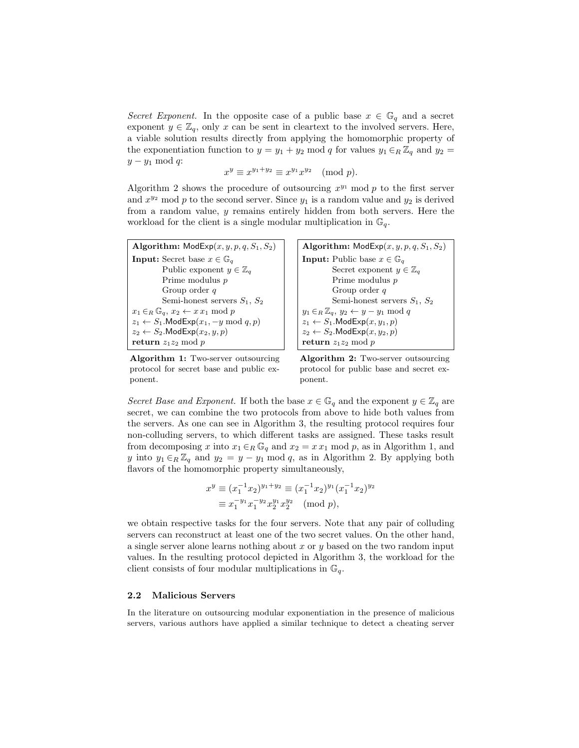*Secret Exponent.* In the opposite case of a public base $x \in \mathbb{G}_q$ and a secret exponent $y \in \mathbb{Z}_q$, only $x$ can be sent in cleartext to the involved servers. Here, a viable solution results directly from applying the homomorphic property of the exponentiation function to $y = y_1 + y_2 \bmod q$ for values $y_1 \in_R \mathbb{Z}_q$ and $y_2 = y - y_1 \bmod q$:

$$x^y \equiv x^{y_1+y_2} \equiv x^{y_1} x^{y_2} \pmod{p}.$$

Algorithm 2 shows the procedure of outsourcing $x^{y_1} \bmod p$ to the first server and $x^{y_2} \bmod p$ to the second server. Since $y_1$ is a random value and $y_2$ is derived from a random value, $y$ remains entirely hidden from both servers. Here the workload for the client is a single modular multiplication in $\mathbb{G}_q$.

```
Algorithm: ModExp(x, y, p, q, S1, S2)
Input: Secret base x ∈ G_q
       Public exponent y ∈ Z_q
       Prime modulus p
       Group order q
       Semi-honest servers S1, S2
x1 ∈_R G_q, x2 ← x x1 mod p
z1 ← S1.ModExp(x1, −y mod q, p)
z2 ← S2.ModExp(x2, y, p)
return z1 z2 mod p
```

**Algorithm 1:** Two-server outsourcing protocol for secret base and public exponent.

```
Algorithm: ModExp(x, y, p, q, S1, S2)
Input: Public base x ∈ G_q
       Secret exponent y ∈ Z_q
       Prime modulus p
       Group order q
       Semi-honest servers S1, S2
y1 ∈_R Z_q, y2 ← y − y1 mod q
z1 ← S1.ModExp(x, y1, p)
z2 ← S2.ModExp(x, y2, p)
return z1 z2 mod p
```

**Algorithm 2:** Two-server outsourcing protocol for public base and secret exponent.

*Secret Base and Exponent.* If both the base $x \in \mathbb{G}_q$ and the exponent $y \in \mathbb{Z}_q$ are secret, we can combine the two protocols from above to hide both values from the servers. As one can see in Algorithm 3, the resulting protocol requires four non-colluding servers, to which different tasks are assigned. These tasks result from decomposing $x$ into $x_1 \in_R \mathbb{G}_q$ and $x_2 = x\, x_1 \bmod p$, as in Algorithm 1, and $y$ into $y_1 \in_R \mathbb{Z}_q$ and $y_2 = y - y_1 \bmod q$, as in Algorithm 2. By applying both flavors of the homomorphic property simultaneously,

$$\begin{aligned} x^y &\equiv (x_1^{-1}x_2)^{y_1+y_2} \equiv (x_1^{-1}x_2)^{y_1}(x_1^{-1}x_2)^{y_2} \\ &\equiv x_1^{-y_1} x_1^{-y_2} x_2^{y_1} x_2^{y_2} \pmod{p}, \end{aligned}$$

we obtain respective tasks for the four servers. Note that any pair of colluding servers can reconstruct at least one of the two secret values. On the other hand, a single server alone learns nothing about $x$ or $y$ based on the two random input values. In the resulting protocol depicted in Algorithm 3, the workload for the client consists of four modular multiplications in $\mathbb{G}_q$.

### 2.2 Malicious Servers

In the literature on outsourcing modular exponentiation in the presence of malicious servers, various authors have applied a similar technique to detect a cheating server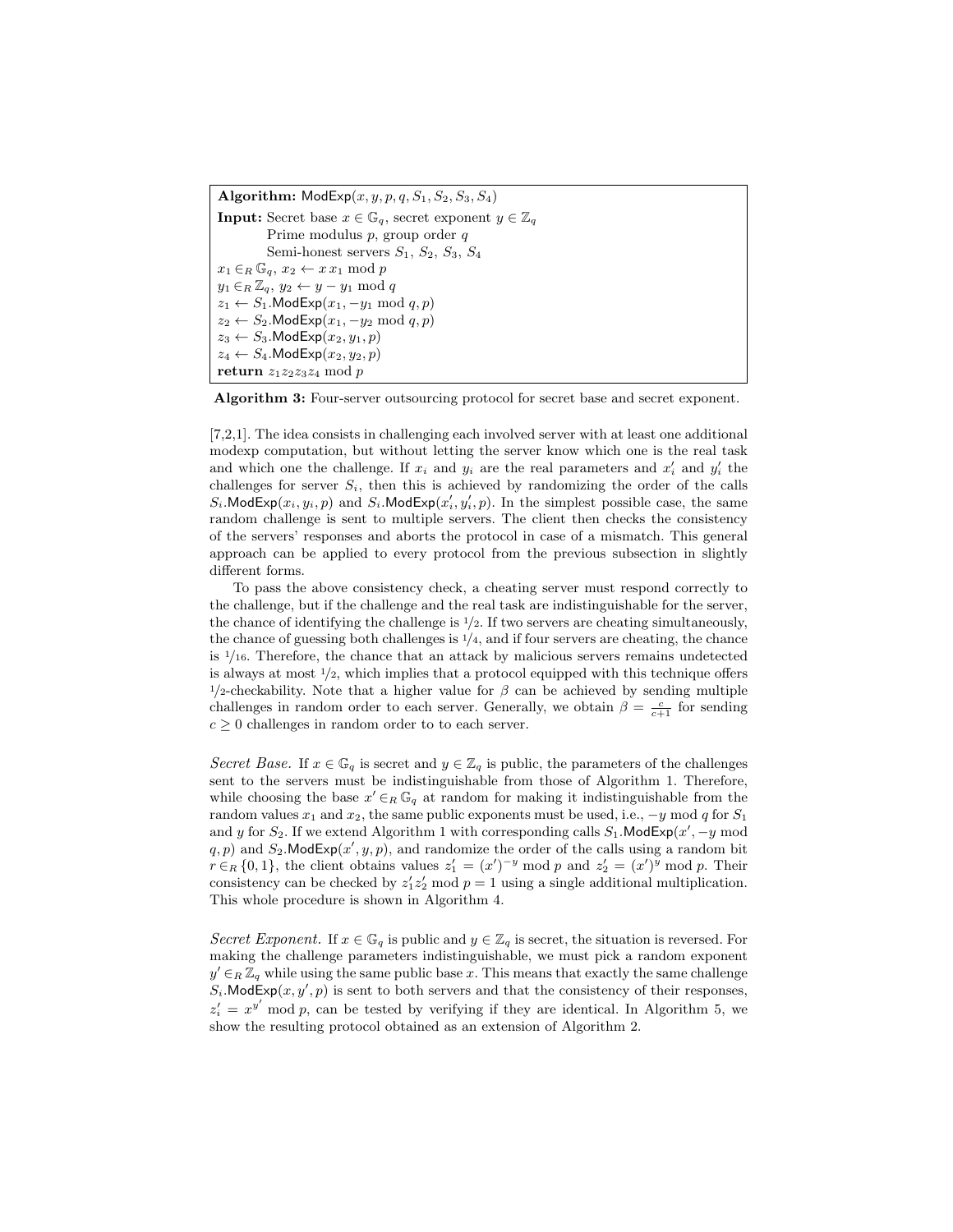```
Algorithm: ModExp(x, y, p, q, S1, S2, S3, S4)
Input: Secret base x ∈ G_q, secret exponent y ∈ Z_q
       Prime modulus p, group order q
       Semi-honest servers S1, S2, S3, S4
x1 ∈_R G_q, x2 ← x x1 mod p
y1 ∈_R Z_q, y2 ← y − y1 mod q
z1 ← S1.ModExp(x1, −y1 mod q, p)
z2 ← S2.ModExp(x1, −y2 mod q, p)
z3 ← S3.ModExp(x2, y1, p)
z4 ← S4.ModExp(x2, y2, p)
return z1 z2 z3 z4 mod p
```

**Algorithm 3:** Four-server outsourcing protocol for secret base and secret exponent.

[7,2,1]. The idea consists in challenging each involved server with at least one additional modexp computation, but without letting the server know which one is the real task and which one the challenge. If $x_i$ and $y_i$ are the real parameters and $x'_i$ and $y'_i$ the challenges for server $S_i$, then this is achieved by randomizing the order of the calls $S_i.\mathsf{ModExp}(x_i, y_i, p)$ and $S_i.\mathsf{ModExp}(x'_i, y'_i, p)$. In the simplest possible case, the same random challenge is sent to multiple servers. The client then checks the consistency of the servers' responses and aborts the protocol in case of a mismatch. This general approach can be applied to every protocol from the previous subsection in slightly different forms.

To pass the above consistency check, a cheating server must respond correctly to the challenge, but if the challenge and the real task are indistinguishable for the server, the chance of identifying the challenge is $1/2$. If two servers are cheating simultaneously, the chance of guessing both challenges is $1/4$, and if four servers are cheating, the chance is $1/16$. Therefore, the chance that an attack by malicious servers remains undetected is always at most $1/2$, which implies that a protocol equipped with this technique offers $1/2$-checkability. Note that a higher value for $\beta$ can be achieved by sending multiple challenges in random order to each server. Generally, we obtain $\beta = \frac{c}{c+1}$ for sending $c \geq 0$ challenges in random order to to each server.

*Secret Base.* If $x \in \mathbb{G}_q$ is secret and $y \in \mathbb{Z}_q$ is public, the parameters of the challenges sent to the servers must be indistinguishable from those of Algorithm 1. Therefore, while choosing the base $x' \in_R \mathbb{G}_q$ at random for making it indistinguishable from the random values $x_1$ and $x_2$, the same public exponents must be used, i.e., $-y \bmod q$ for $S_1$ and $y$ for $S_2$. If we extend Algorithm 1 with corresponding calls $S_1.\mathsf{ModExp}(x', -y \bmod q, p)$ and $S_2.\mathsf{ModExp}(x', y, p)$, and randomize the order of the calls using a random bit $r \in_R \{0, 1\}$, the client obtains values $z'_1 = (x')^{-y} \bmod p$ and $z'_2 = (x')^{y} \bmod p$. Their consistency can be checked by $z'_1 z'_2 \bmod p = 1$ using a single additional multiplication. This whole procedure is shown in Algorithm 4.

*Secret Exponent.* If $x \in \mathbb{G}_q$ is public and $y \in \mathbb{Z}_q$ is secret, the situation is reversed. For making the challenge parameters indistinguishable, we must pick a random exponent $y' \in_R \mathbb{Z}_q$ while using the same public base $x$. This means that exactly the same challenge $S_i.\mathsf{ModExp}(x, y', p)$ is sent to both servers and that the consistency of their responses, $z'_i = x^{y'} \bmod p$, can be tested by verifying if they are identical. In Algorithm 5, we show the resulting protocol obtained as an extension of Algorithm 2.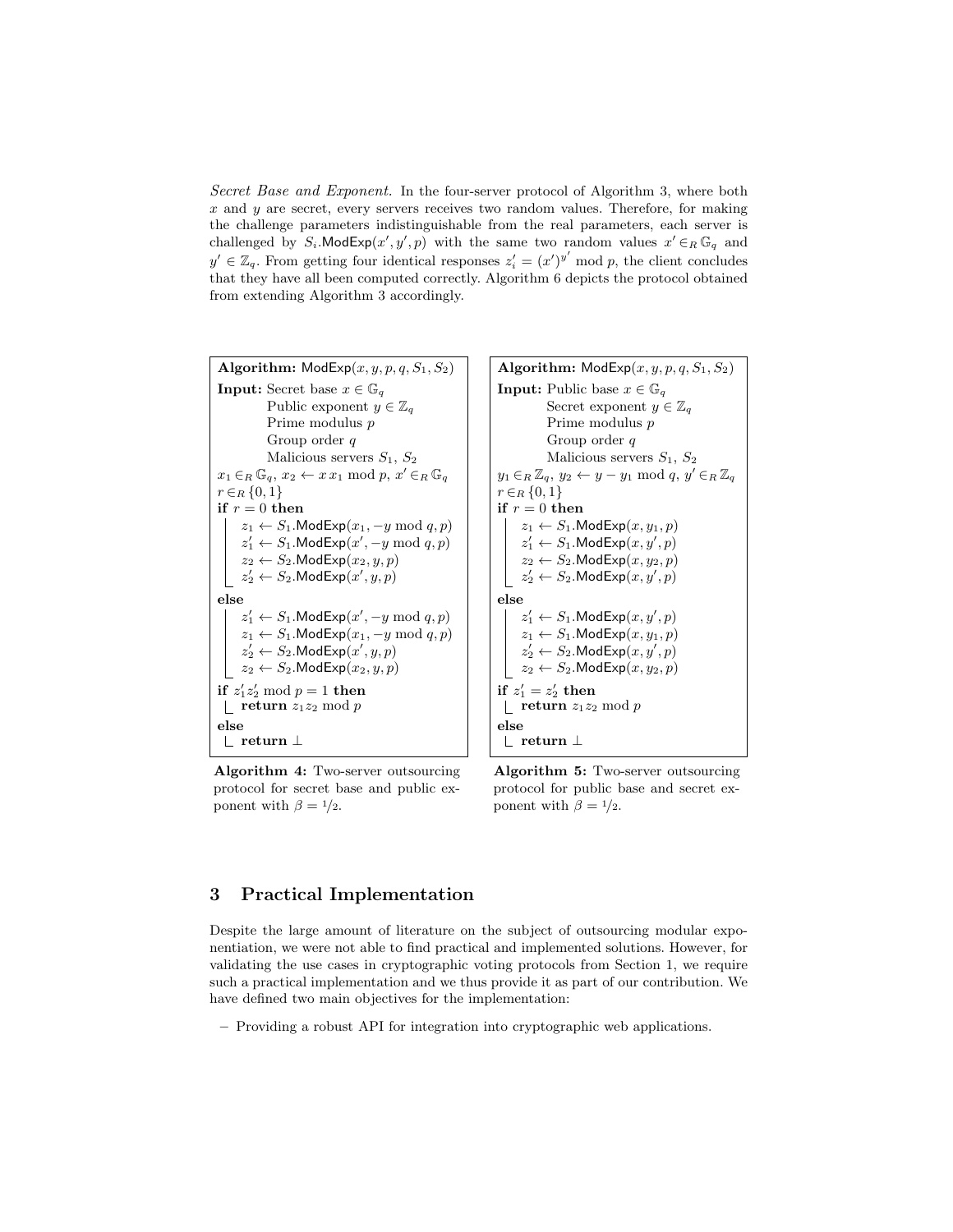*Secret Base and Exponent.* In the four-server protocol of Algorithm 3, where both $x$ and $y$ are secret, every servers receives two random values. Therefore, for making the challenge parameters indistinguishable from the real parameters, each server is challenged by $S_i.\mathsf{ModExp}(x', y', p)$ with the same two random values $x' \in_R \mathbb{G}_q$ and $y' \in \mathbb{Z}_q$. From getting four identical responses $z'_i = (x')^{y'} \bmod p$, the client concludes that they have all been computed correctly. Algorithm 6 depicts the protocol obtained from extending Algorithm 3 accordingly.

```
Algorithm: ModExp(x, y, p, q, S1, S2)
Input: Secret base x ∈ G_q
       Public exponent y ∈ Z_q
       Prime modulus p
       Group order q
       Malicious servers S1, S2
x1 ∈R G_q, x2 ← x x1 mod p, x' ∈R G_q
r ∈R {0, 1}
if r = 0 then
    z1 ← S1.ModExp(x1, −y mod q, p)
    z1' ← S1.ModExp(x', −y mod q, p)
    z2 ← S2.ModExp(x2, y, p)
    z2' ← S2.ModExp(x', y, p)
else
    z1' ← S1.ModExp(x', −y mod q, p)
    z1 ← S1.ModExp(x1, −y mod q, p)
    z2' ← S2.ModExp(x', y, p)
    z2 ← S2.ModExp(x2, y, p)
if z1' z2' mod p = 1 then
    return z1 z2 mod p
else
    return ⊥
```

**Algorithm 4:** Two-server outsourcing protocol for secret base and public exponent with $\beta = 1/2$.

```
Algorithm: ModExp(x, y, p, q, S1, S2)
Input: Public base x ∈ G_q
       Secret exponent y ∈ Z_q
       Prime modulus p
       Group order q
       Malicious servers S1, S2
y1 ∈R Z_q, y2 ← y − y1 mod q, y' ∈R Z_q
r ∈R {0, 1}
if r = 0 then
    z1 ← S1.ModExp(x, y1, p)
    z1' ← S1.ModExp(x, y', p)
    z2 ← S2.ModExp(x, y2, p)
    z2' ← S2.ModExp(x, y', p)
else
    z1' ← S1.ModExp(x, y', p)
    z1 ← S1.ModExp(x, y1, p)
    z2' ← S2.ModExp(x, y', p)
    z2 ← S2.ModExp(x, y2, p)
if z1' = z2' then
    return z1 z2 mod p
else
    return ⊥
```

**Algorithm 5:** Two-server outsourcing protocol for public base and secret exponent with $\beta = 1/2$.

## 3 Practical Implementation

Despite the large amount of literature on the subject of outsourcing modular exponentiation, we were not able to find practical and implemented solutions. However, for validating the use cases in cryptographic voting protocols from Section 1, we require such a practical implementation and we thus provide it as part of our contribution. We have defined two main objectives for the implementation:

– Providing a robust API for integration into cryptographic web applications.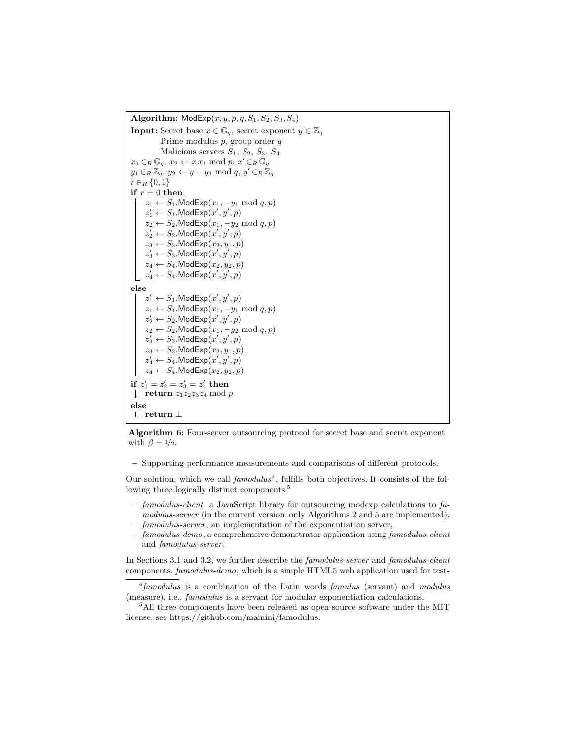```
Algorithm: ModExp(x, y, p, q, S1, S2, S3, S4)
Input: Secret base x ∈ G_q, secret exponent y ∈ Z_q
       Prime modulus p, group order q
       Malicious servers S1, S2, S3, S4
x1 ∈_R G_q, x2 ← x x1 mod p, x' ∈_R G_q
y1 ∈_R Z_q, y2 ← y − y1 mod q, y' ∈_R Z_q
r ∈_R {0,1}
if r = 0 then
    z1 ← S1.ModExp(x1, −y1 mod q, p)
    z1' ← S1.ModExp(x', y', p)
    z2 ← S2.ModExp(x1, −y2 mod q, p)
    z2' ← S2.ModExp(x', y', p)
    z3 ← S3.ModExp(x2, y1, p)
    z3' ← S3.ModExp(x', y', p)
    z4 ← S4.ModExp(x2, y2, p)
    z4' ← S4.ModExp(x', y', p)
else
    z1' ← S1.ModExp(x', y', p)
    z1 ← S1.ModExp(x1, −y1 mod q, p)
    z2' ← S2.ModExp(x', y', p)
    z2 ← S2.ModExp(x1, −y2 mod q, p)
    z3' ← S3.ModExp(x', y', p)
    z3 ← S3.ModExp(x2, y1, p)
    z4' ← S4.ModExp(x', y', p)
    z4 ← S4.ModExp(x2, y2, p)
if z1' = z2' = z3' = z4' then
    return z1 z2 z3 z4 mod p
else
    return ⊥
```

**Algorithm 6:** Four-server outsourcing protocol for secret base and secret exponent with $\beta = 1/2$.

– Supporting performance measurements and comparisons of different protocols.

Our solution, which we call *famodulus*[4], fulfills both objectives. It consists of the following three logically distinct components:[5]

– *famodulus-client*, a JavaScript library for outsourcing modexp calculations to *famodulus-server* (in the current version, only Algorithms 2 and 5 are implemented),
– *famodulus-server*, an implementation of the exponentiation server,
– *famodulus-demo*, a comprehensive demonstrator application using *famodulus-client* and *famodulus-server*.

In Sections 3.1 and 3.2, we further describe the *famodulus-server* and *famodulus-client* components. *famodulus-demo*, which is a simple HTML5 web application used for test-

[4] *famodulus* is a combination of the Latin words *famulus* (servant) and *modulus* (measure), i.e., *famodulus* is a servant for modular exponentiation calculations.

[5] All three components have been released as open-source software under the MIT license, see https://github.com/mainini/famodulus.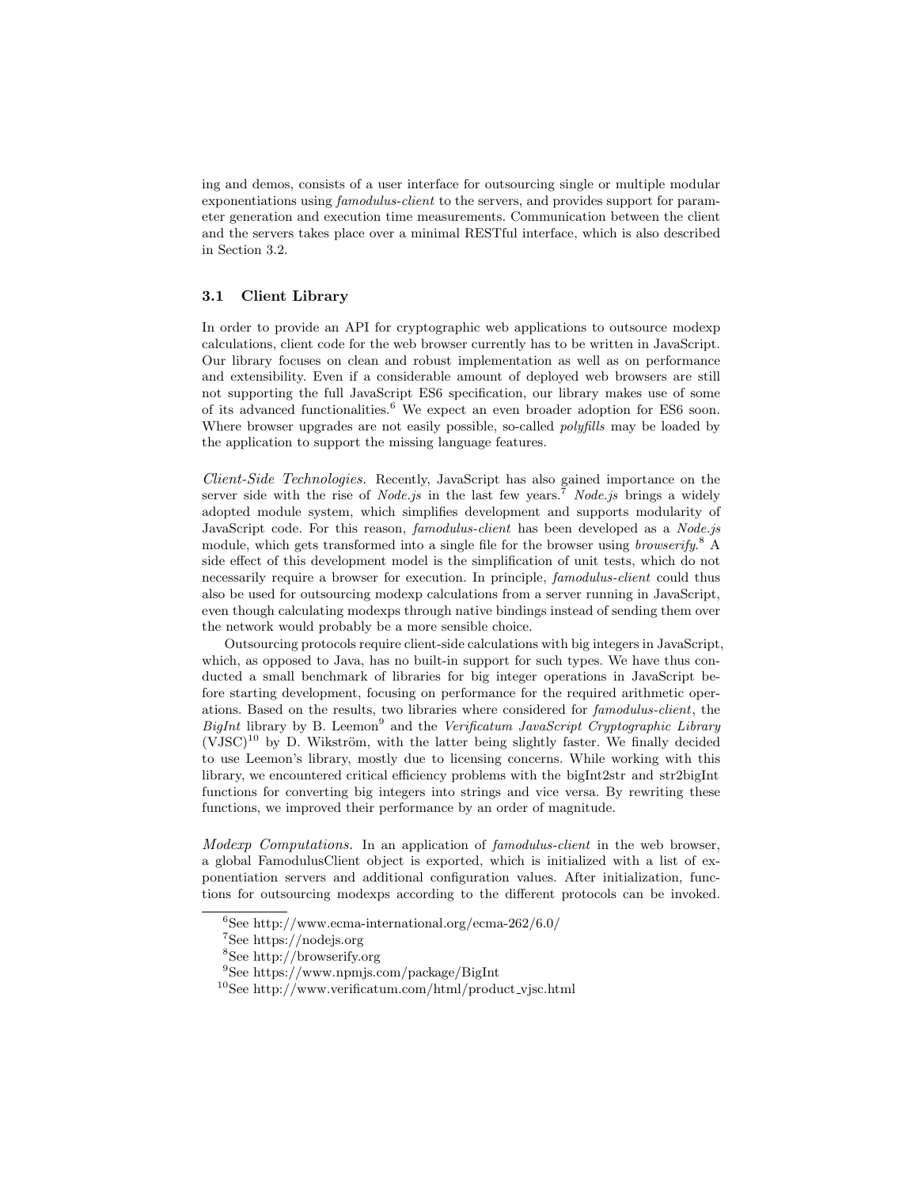ing and demos, consists of a user interface for outsourcing single or multiple modular exponentiations using *famodulus-client* to the servers, and provides support for parameter generation and execution time measurements. Communication between the client and the servers takes place over a minimal RESTful interface, which is also described in Section 3.2.

### 3.1 Client Library

In order to provide an API for cryptographic web applications to outsource modexp calculations, client code for the web browser currently has to be written in JavaScript. Our library focuses on clean and robust implementation as well as on performance and extensibility. Even if a considerable amount of deployed web browsers are still not supporting the full JavaScript ES6 specification, our library makes use of some of its advanced functionalities.[6] We expect an even broader adoption for ES6 soon. Where browser upgrades are not easily possible, so-called *polyfills* may be loaded by the application to support the missing language features.

*Client-Side Technologies.* Recently, JavaScript has also gained importance on the server side with the rise of *Node.js* in the last few years.[7] *Node.js* brings a widely adopted module system, which simplifies development and supports modularity of JavaScript code. For this reason, *famodulus-client* has been developed as a *Node.js* module, which gets transformed into a single file for the browser using *browserify*.[8] A side effect of this development model is the simplification of unit tests, which do not necessarily require a browser for execution. In principle, *famodulus-client* could thus also be used for outsourcing modexp calculations from a server running in JavaScript, even though calculating modexps through native bindings instead of sending them over the network would probably be a more sensible choice.

Outsourcing protocols require client-side calculations with big integers in JavaScript, which, as opposed to Java, has no built-in support for such types. We have thus conducted a small benchmark of libraries for big integer operations in JavaScript before starting development, focusing on performance for the required arithmetic operations. Based on the results, two libraries where considered for *famodulus-client*, the *BigInt* library by B. Leemon[9] and the *Verificatum JavaScript Cryptographic Library* (VJSC)[10] by D. Wikström, with the latter being slightly faster. We finally decided to use Leemon's library, mostly due to licensing concerns. While working with this library, we encountered critical efficiency problems with the bigInt2str and str2bigInt functions for converting big integers into strings and vice versa. By rewriting these functions, we improved their performance by an order of magnitude.

*Modexp Computations.* In an application of *famodulus-client* in the web browser, a global FamodulusClient object is exported, which is initialized with a list of exponentiation servers and additional configuration values. After initialization, functions for outsourcing modexps according to the different protocols can be invoked.

---

[6] See http://www.ecma-international.org/ecma-262/6.0/

[7] See https://nodejs.org

[8] See http://browserify.org

[9] See https://www.npmjs.com/package/BigInt

[10] See http://www.verificatum.com/html/product_vjsc.html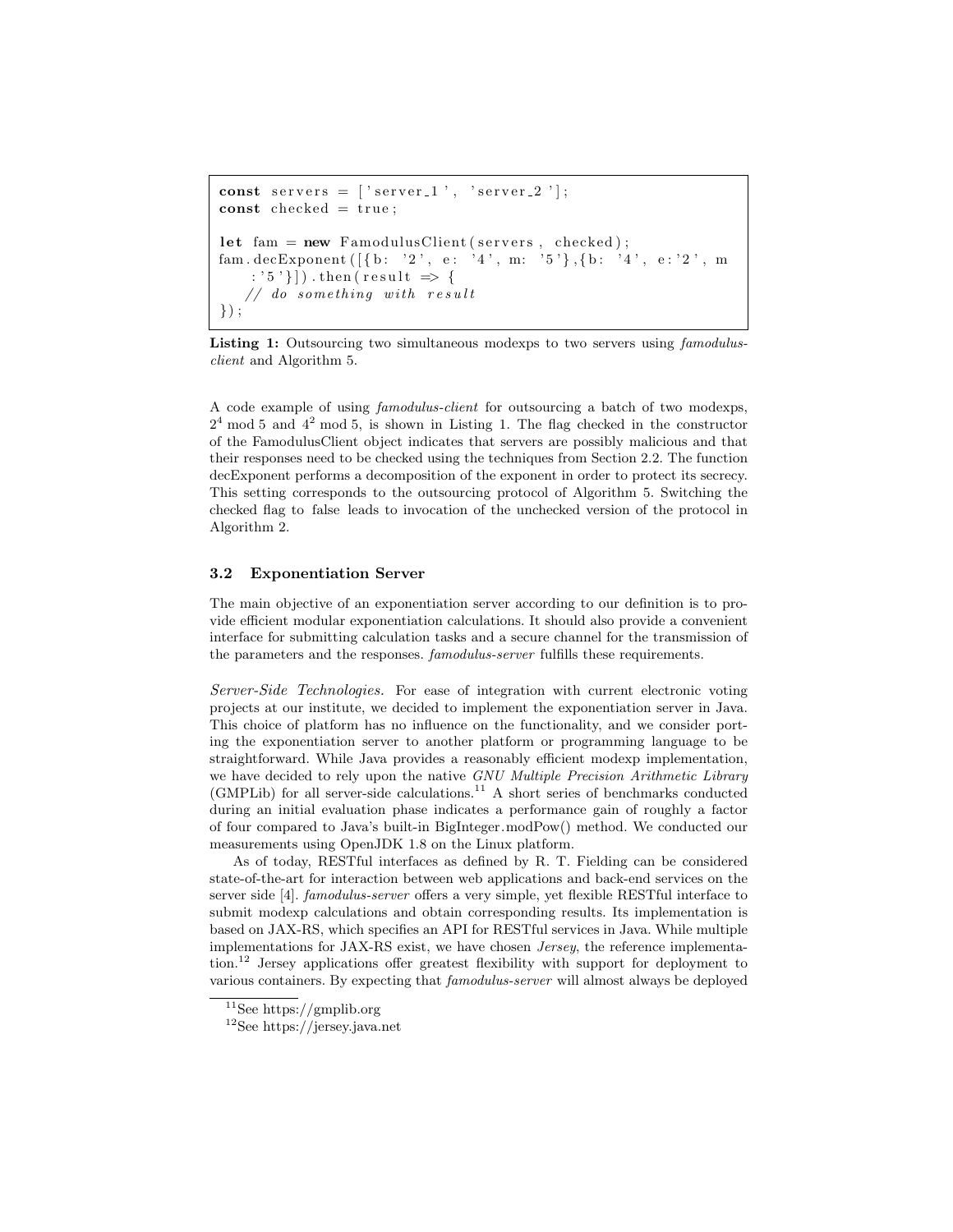```
const servers = ['server_1', 'server_2'];
const checked = true;

let fam = new FamodulusClient(servers, checked);
fam.decExponent([{b: '2', e: '4', m: '5'},{b: '4', e:'2', m
    :'5'}]).then(result => {
    // do something with result
});
```

**Listing 1:** Outsourcing two simultaneous modexps to two servers using *famodulus-client* and Algorithm 5.

A code example of using *famodulus-client* for outsourcing a batch of two modexps, $2^4 \bmod 5$ and $4^2 \bmod 5$, is shown in Listing 1. The flag checked in the constructor of the FamodulusClient object indicates that servers are possibly malicious and that their responses need to be checked using the techniques from Section 2.2. The function decExponent performs a decomposition of the exponent in order to protect its secrecy. This setting corresponds to the outsourcing protocol of Algorithm 5. Switching the checked flag to false leads to invocation of the unchecked version of the protocol in Algorithm 2.

### 3.2 Exponentiation Server

The main objective of an exponentiation server according to our definition is to provide efficient modular exponentiation calculations. It should also provide a convenient interface for submitting calculation tasks and a secure channel for the transmission of the parameters and the responses. *famodulus-server* fulfills these requirements.

*Server-Side Technologies.* For ease of integration with current electronic voting projects at our institute, we decided to implement the exponentiation server in Java. This choice of platform has no influence on the functionality, and we consider porting the exponentiation server to another platform or programming language to be straightforward. While Java provides a reasonably efficient modexp implementation, we have decided to rely upon the native *GNU Multiple Precision Arithmetic Library* (GMPLib) for all server-side calculations.[11] A short series of benchmarks conducted during an initial evaluation phase indicates a performance gain of roughly a factor of four compared to Java's built-in BigInteger.modPow() method. We conducted our measurements using OpenJDK 1.8 on the Linux platform.

As of today, RESTful interfaces as defined by R. T. Fielding can be considered state-of-the-art for interaction between web applications and back-end services on the server side [4]. *famodulus-server* offers a very simple, yet flexible RESTful interface to submit modexp calculations and obtain corresponding results. Its implementation is based on JAX-RS, which specifies an API for RESTful services in Java. While multiple implementations for JAX-RS exist, we have chosen *Jersey*, the reference implementation.[12] Jersey applications offer greatest flexibility with support for deployment to various containers. By expecting that *famodulus-server* will almost always be deployed

[11] See https://gmplib.org

[12] See https://jersey.java.net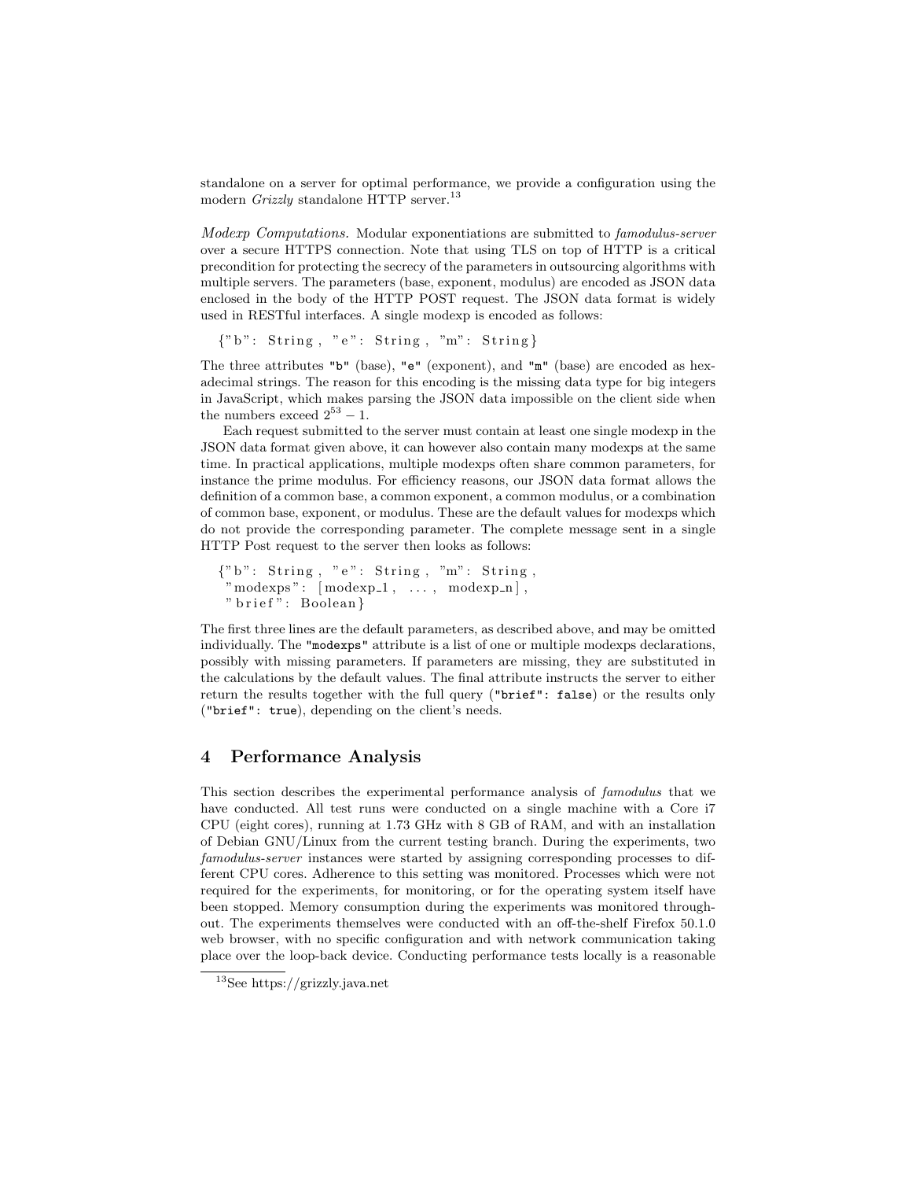standalone on a server for optimal performance, we provide a configuration using the modern *Grizzly* standalone HTTP server.[13]

*Modexp Computations.* Modular exponentiations are submitted to *famodulus-server* over a secure HTTPS connection. Note that using TLS on top of HTTP is a critical precondition for protecting the secrecy of the parameters in outsourcing algorithms with multiple servers. The parameters (base, exponent, modulus) are encoded as JSON data enclosed in the body of the HTTP POST request. The JSON data format is widely used in RESTful interfaces. A single modexp is encoded as follows:

```
{"b": String, "e": String, "m": String}
```

The three attributes `"b"` (base), `"e"` (exponent), and `"m"` (base) are encoded as hexadecimal strings. The reason for this encoding is the missing data type for big integers in JavaScript, which makes parsing the JSON data impossible on the client side when the numbers exceed $2^{53} - 1$.

Each request submitted to the server must contain at least one single modexp in the JSON data format given above, it can however also contain many modexps at the same time. In practical applications, multiple modexps often share common parameters, for instance the prime modulus. For efficiency reasons, our JSON data format allows the definition of a common base, a common exponent, a common modulus, or a combination of common base, exponent, or modulus. These are the default values for modexps which do not provide the corresponding parameter. The complete message sent in a single HTTP Post request to the server then looks as follows:

```
{"b": String, "e": String, "m": String,
 "modexps": [modexp_1, ..., modexp_n],
 "brief": Boolean}
```

The first three lines are the default parameters, as described above, and may be omitted individually. The `"modexps"` attribute is a list of one or multiple modexps declarations, possibly with missing parameters. If parameters are missing, they are substituted in the calculations by the default values. The final attribute instructs the server to either return the results together with the full query (`"brief": false`) or the results only (`"brief": true`), depending on the client's needs.

## 4 Performance Analysis

This section describes the experimental performance analysis of *famodulus* that we have conducted. All test runs were conducted on a single machine with a Core i7 CPU (eight cores), running at 1.73 GHz with 8 GB of RAM, and with an installation of Debian GNU/Linux from the current testing branch. During the experiments, two *famodulus-server* instances were started by assigning corresponding processes to different CPU cores. Adherence to this setting was monitored. Processes which were not required for the experiments, for monitoring, or for the operating system itself have been stopped. Memory consumption during the experiments was monitored throughout. The experiments themselves were conducted with an off-the-shelf Firefox 50.1.0 web browser, with no specific configuration and with network communication taking place over the loop-back device. Conducting performance tests locally is a reasonable

[13] See https://grizzly.java.net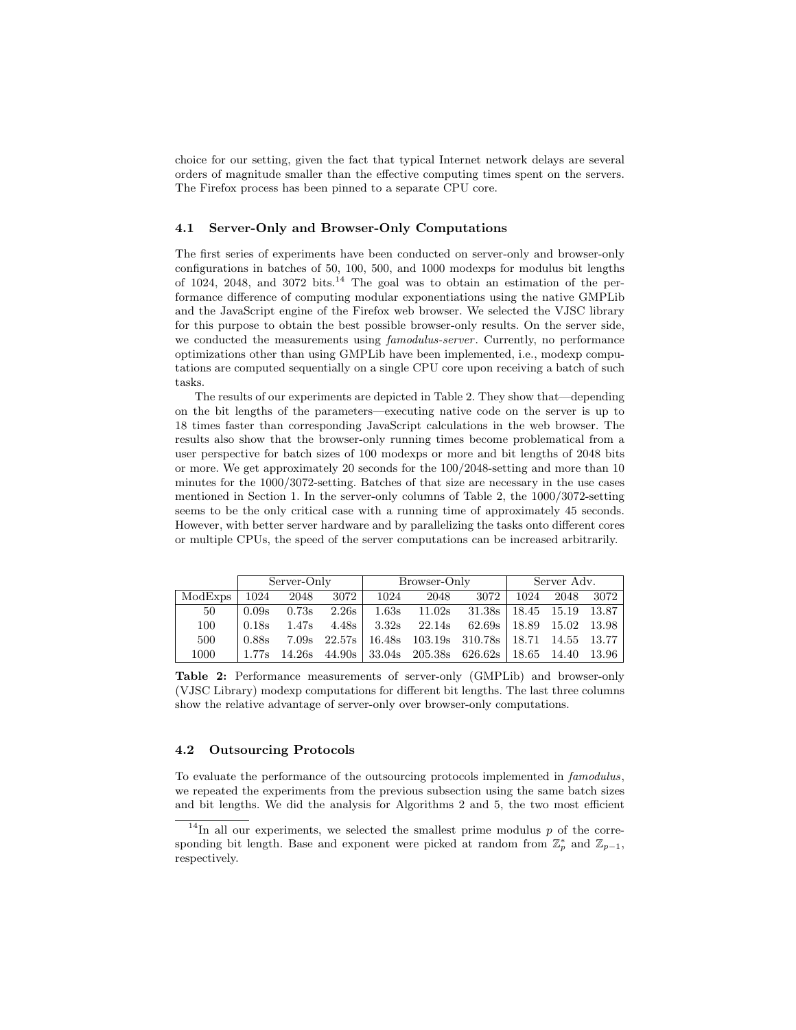choice for our setting, given the fact that typical Internet network delays are several orders of magnitude smaller than the effective computing times spent on the servers. The Firefox process has been pinned to a separate CPU core.

### 4.1 Server-Only and Browser-Only Computations

The first series of experiments have been conducted on server-only and browser-only configurations in batches of 50, 100, 500, and 1000 modexps for modulus bit lengths of 1024, 2048, and 3072 bits.[14] The goal was to obtain an estimation of the performance difference of computing modular exponentiations using the native GMPLib and the JavaScript engine of the Firefox web browser. We selected the VJSC library for this purpose to obtain the best possible browser-only results. On the server side, we conducted the measurements using *famodulus-server*. Currently, no performance optimizations other than using GMPLib have been implemented, i.e., modexp computations are computed sequentially on a single CPU core upon receiving a batch of such tasks.

The results of our experiments are depicted in Table 2. They show that—depending on the bit lengths of the parameters—executing native code on the server is up to 18 times faster than corresponding JavaScript calculations in the web browser. The results also show that the browser-only running times become problematical from a user perspective for batch sizes of 100 modexps or more and bit lengths of 2048 bits or more. We get approximately 20 seconds for the 100/2048-setting and more than 10 minutes for the 1000/3072-setting. Batches of that size are necessary in the use cases mentioned in Section 1. In the server-only columns of Table 2, the 1000/3072-setting seems to be the only critical case with a running time of approximately 45 seconds. However, with better server hardware and by parallelizing the tasks onto different cores or multiple CPUs, the speed of the server computations can be increased arbitrarily.

| | Server-Only | | | Browser-Only | | | Server Adv. | | |
|---|---|---|---|---|---|---|---|---|---|
| ModExps | 1024 | 2048 | 3072 | 1024 | 2048 | 3072 | 1024 | 2048 | 3072 |
| 50 | 0.09s | 0.73s | 2.26s | 1.63s | 11.02s | 31.38s | 18.45 | 15.19 | 13.87 |
| 100 | 0.18s | 1.47s | 4.48s | 3.32s | 22.14s | 62.69s | 18.89 | 15.02 | 13.98 |
| 500 | 0.88s | 7.09s | 22.57s | 16.48s | 103.19s | 310.78s | 18.71 | 14.55 | 13.77 |
| 1000 | 1.77s | 14.26s | 44.90s | 33.04s | 205.38s | 626.62s | 18.65 | 14.40 | 13.96 |

**Table 2:** Performance measurements of server-only (GMPLib) and browser-only (VJSC Library) modexp computations for different bit lengths. The last three columns show the relative advantage of server-only over browser-only computations.

### 4.2 Outsourcing Protocols

To evaluate the performance of the outsourcing protocols implemented in *famodulus*, we repeated the experiments from the previous subsection using the same batch sizes and bit lengths. We did the analysis for Algorithms 2 and 5, the two most efficient

[14] In all our experiments, we selected the smallest prime modulus $p$ of the corresponding bit length. Base and exponent were picked at random from $\mathbb{Z}_p^*$ and $\mathbb{Z}_{p-1}$, respectively.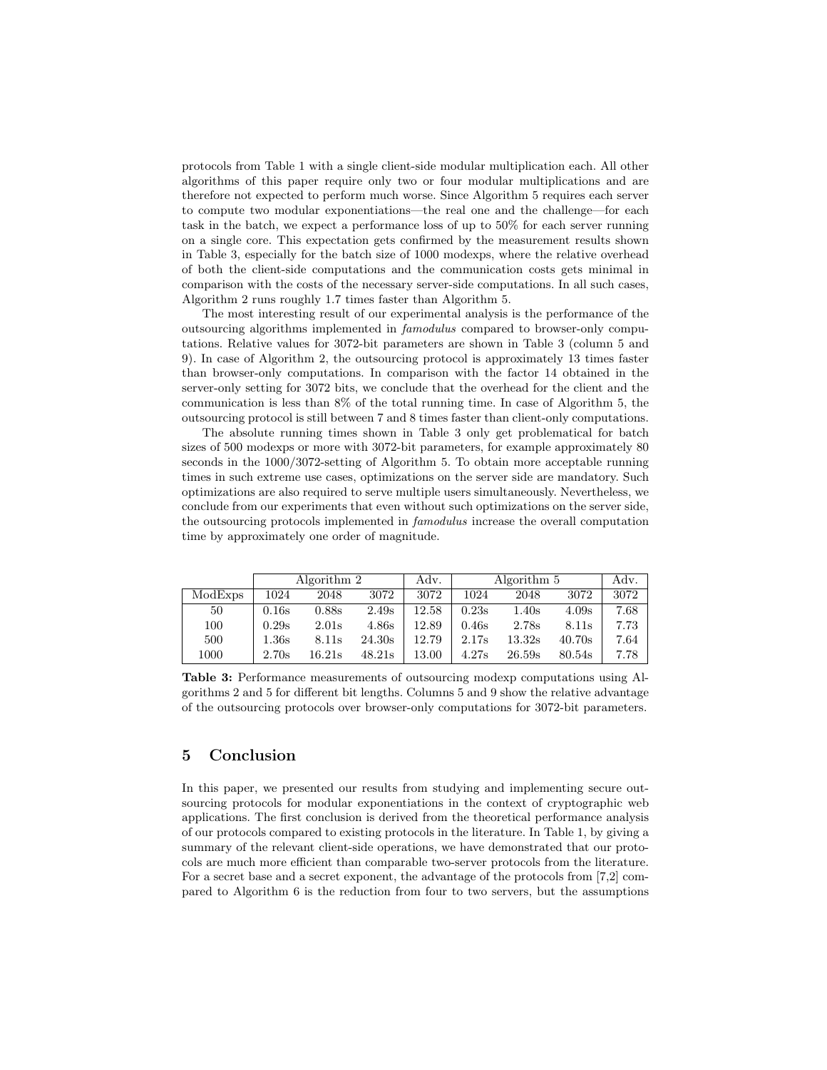protocols from Table 1 with a single client-side modular multiplication each. All other algorithms of this paper require only two or four modular multiplications and are therefore not expected to perform much worse. Since Algorithm 5 requires each server to compute two modular exponentiations—the real one and the challenge—for each task in the batch, we expect a performance loss of up to 50% for each server running on a single core. This expectation gets confirmed by the measurement results shown in Table 3, especially for the batch size of 1000 modexps, where the relative overhead of both the client-side computations and the communication costs gets minimal in comparison with the costs of the necessary server-side computations. In all such cases, Algorithm 2 runs roughly 1.7 times faster than Algorithm 5.

The most interesting result of our experimental analysis is the performance of the outsourcing algorithms implemented in *famodulus* compared to browser-only computations. Relative values for 3072-bit parameters are shown in Table 3 (column 5 and 9). In case of Algorithm 2, the outsourcing protocol is approximately 13 times faster than browser-only computations. In comparison with the factor 14 obtained in the server-only setting for 3072 bits, we conclude that the overhead for the client and the communication is less than 8% of the total running time. In case of Algorithm 5, the outsourcing protocol is still between 7 and 8 times faster than client-only computations.

The absolute running times shown in Table 3 only get problematical for batch sizes of 500 modexps or more with 3072-bit parameters, for example approximately 80 seconds in the 1000/3072-setting of Algorithm 5. To obtain more acceptable running times in such extreme use cases, optimizations on the server side are mandatory. Such optimizations are also required to serve multiple users simultaneously. Nevertheless, we conclude from our experiments that even without such optimizations on the server side, the outsourcing protocols implemented in *famodulus* increase the overall computation time by approximately one order of magnitude.

| | Algorithm 2 | | | Adv. | Algorithm 5 | | | Adv. |
|---|---|---|---|---|---|---|---|---|
| ModExps | 1024 | 2048 | 3072 | 3072 | 1024 | 2048 | 3072 | 3072 |
| 50 | 0.16s | 0.88s | 2.49s | 12.58 | 0.23s | 1.40s | 4.09s | 7.68 |
| 100 | 0.29s | 2.01s | 4.86s | 12.89 | 0.46s | 2.78s | 8.11s | 7.73 |
| 500 | 1.36s | 8.11s | 24.30s | 12.79 | 2.17s | 13.32s | 40.70s | 7.64 |
| 1000 | 2.70s | 16.21s | 48.21s | 13.00 | 4.27s | 26.59s | 80.54s | 7.78 |

**Table 3:** Performance measurements of outsourcing modexp computations using Algorithms 2 and 5 for different bit lengths. Columns 5 and 9 show the relative advantage of the outsourcing protocols over browser-only computations for 3072-bit parameters.

## 5 Conclusion

In this paper, we presented our results from studying and implementing secure outsourcing protocols for modular exponentiations in the context of cryptographic web applications. The first conclusion is derived from the theoretical performance analysis of our protocols compared to existing protocols in the literature. In Table 1, by giving a summary of the relevant client-side operations, we have demonstrated that our protocols are much more efficient than comparable two-server protocols from the literature. For a secret base and a secret exponent, the advantage of the protocols from [7,2] compared to Algorithm 6 is the reduction from four to two servers, but the assumptions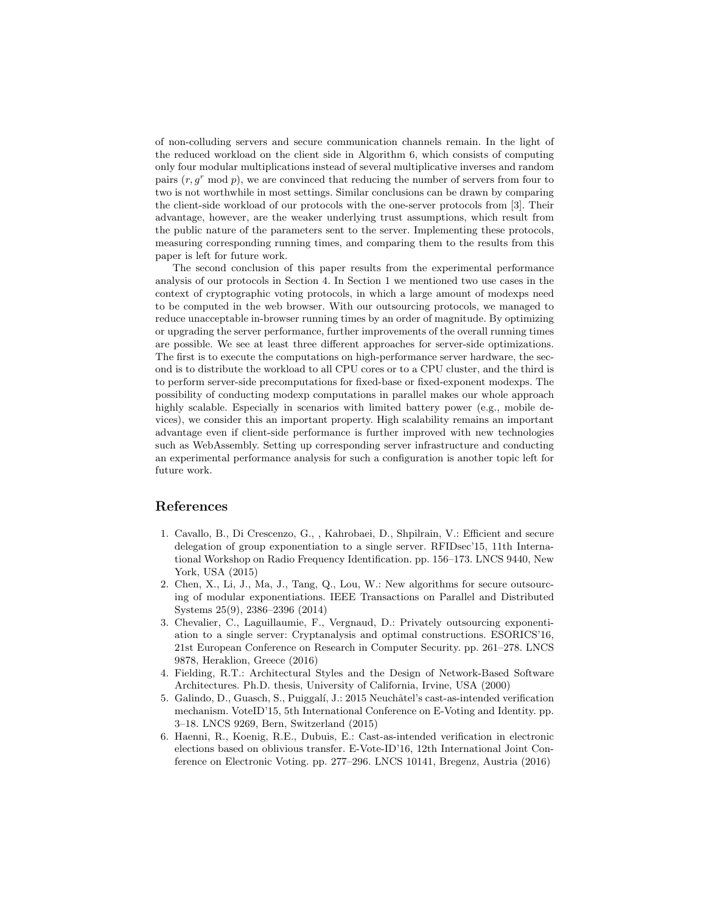of non-colluding servers and secure communication channels remain. In the light of the reduced workload on the client side in Algorithm 6, which consists of computing only four modular multiplications instead of several multiplicative inverses and random pairs $(r, g^r \bmod p)$, we are convinced that reducing the number of servers from four to two is not worthwhile in most settings. Similar conclusions can be drawn by comparing the client-side workload of our protocols with the one-server protocols from [3]. Their advantage, however, are the weaker underlying trust assumptions, which result from the public nature of the parameters sent to the server. Implementing these protocols, measuring corresponding running times, and comparing them to the results from this paper is left for future work.

The second conclusion of this paper results from the experimental performance analysis of our protocols in Section 4. In Section 1 we mentioned two use cases in the context of cryptographic voting protocols, in which a large amount of modexps need to be computed in the web browser. With our outsourcing protocols, we managed to reduce unacceptable in-browser running times by an order of magnitude. By optimizing or upgrading the server performance, further improvements of the overall running times are possible. We see at least three different approaches for server-side optimizations. The first is to execute the computations on high-performance server hardware, the second is to distribute the workload to all CPU cores or to a CPU cluster, and the third is to perform server-side precomputations for fixed-base or fixed-exponent modexps. The possibility of conducting modexp computations in parallel makes our whole approach highly scalable. Especially in scenarios with limited battery power (e.g., mobile devices), we consider this an important property. High scalability remains an important advantage even if client-side performance is further improved with new technologies such as WebAssembly. Setting up corresponding server infrastructure and conducting an experimental performance analysis for such a configuration is another topic left for future work.

## References

1. Cavallo, B., Di Crescenzo, G., , Kahrobaei, D., Shpilrain, V.: Efficient and secure delegation of group exponentiation to a single server. RFIDsec'15, 11th International Workshop on Radio Frequency Identification. pp. 156–173. LNCS 9440, New York, USA (2015)
2. Chen, X., Li, J., Ma, J., Tang, Q., Lou, W.: New algorithms for secure outsourcing of modular exponentiations. IEEE Transactions on Parallel and Distributed Systems 25(9), 2386–2396 (2014)
3. Chevalier, C., Laguillaumie, F., Vergnaud, D.: Privately outsourcing exponentiation to a single server: Cryptanalysis and optimal constructions. ESORICS'16, 21st European Conference on Research in Computer Security. pp. 261–278. LNCS 9878, Heraklion, Greece (2016)
4. Fielding, R.T.: Architectural Styles and the Design of Network-Based Software Architectures. Ph.D. thesis, University of California, Irvine, USA (2000)
5. Galindo, D., Guasch, S., Puiggalí, J.: 2015 Neuchâtel's cast-as-intended verification mechanism. VoteID'15, 5th International Conference on E-Voting and Identity. pp. 3–18. LNCS 9269, Bern, Switzerland (2015)
6. Haenni, R., Koenig, R.E., Dubuis, E.: Cast-as-intended verification in electronic elections based on oblivious transfer. E-Vote-ID'16, 12th International Joint Conference on Electronic Voting. pp. 277–296. LNCS 10141, Bregenz, Austria (2016)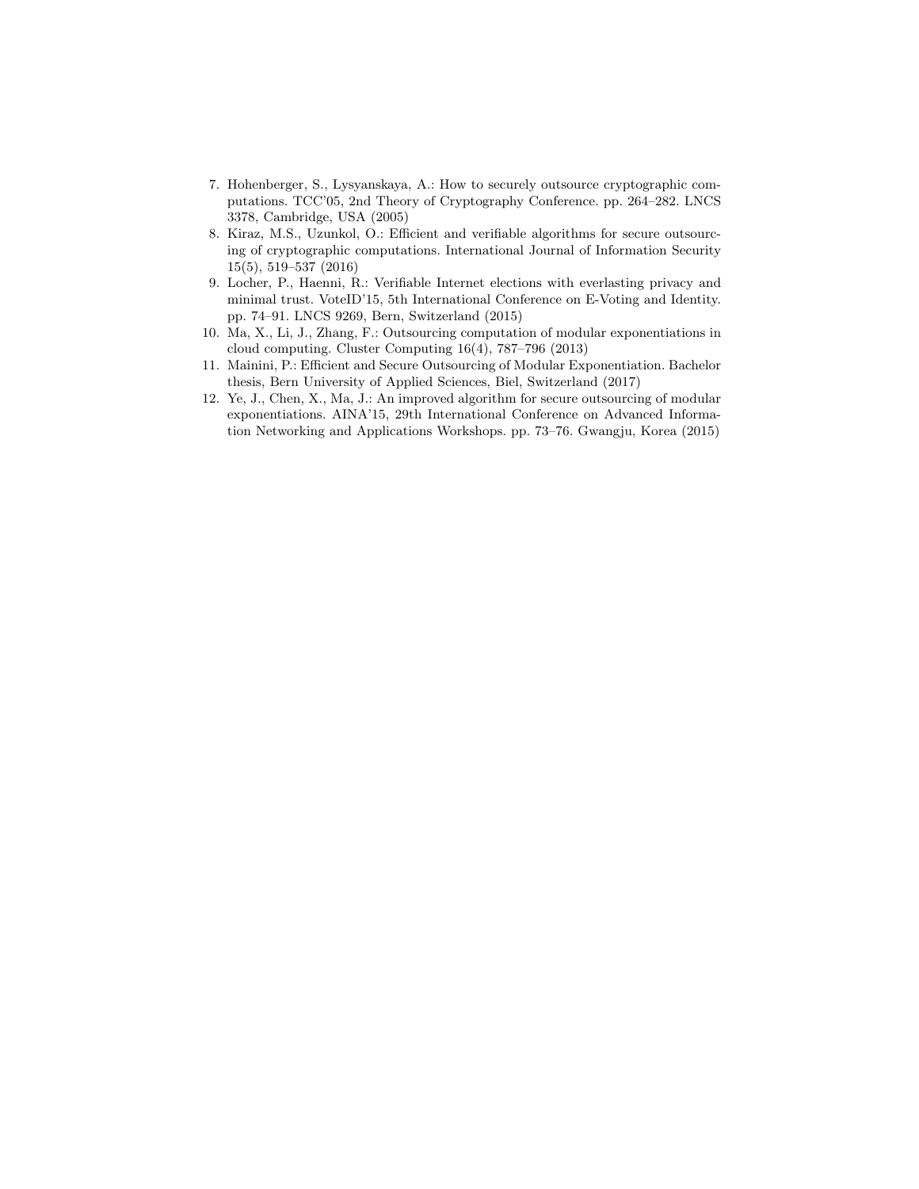7. Hohenberger, S., Lysyanskaya, A.: How to securely outsource cryptographic computations. TCC'05, 2nd Theory of Cryptography Conference. pp. 264–282. LNCS 3378, Cambridge, USA (2005)
8. Kiraz, M.S., Uzunkol, O.: Efficient and verifiable algorithms for secure outsourcing of cryptographic computations. International Journal of Information Security 15(5), 519–537 (2016)
9. Locher, P., Haenni, R.: Verifiable Internet elections with everlasting privacy and minimal trust. VoteID'15, 5th International Conference on E-Voting and Identity. pp. 74–91. LNCS 9269, Bern, Switzerland (2015)
10. Ma, X., Li, J., Zhang, F.: Outsourcing computation of modular exponentiations in cloud computing. Cluster Computing 16(4), 787–796 (2013)
11. Mainini, P.: Efficient and Secure Outsourcing of Modular Exponentiation. Bachelor thesis, Bern University of Applied Sciences, Biel, Switzerland (2017)
12. Ye, J., Chen, X., Ma, J.: An improved algorithm for secure outsourcing of modular exponentiations. AINA'15, 29th International Conference on Advanced Information Networking and Applications Workshops. pp. 73–76. Gwangju, Korea (2015)